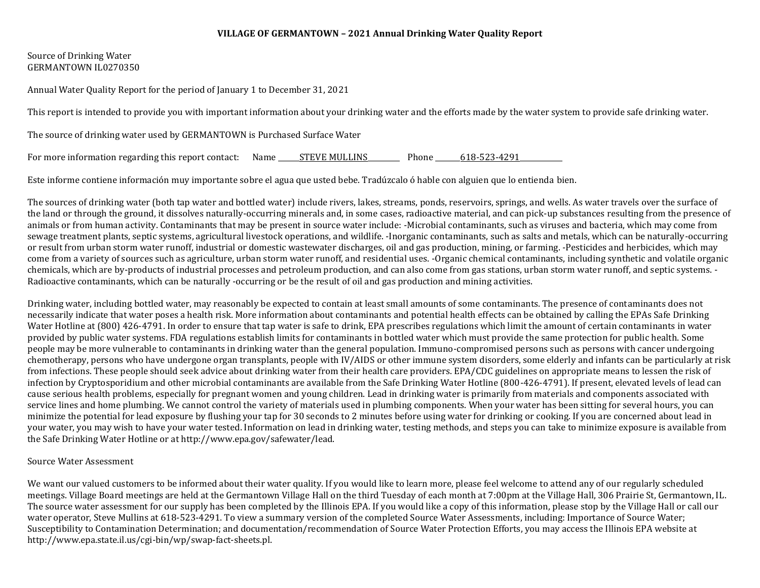**VILLAGE OF GERMANTOWN – 2021 Annual Drinking Water Quality Report**

Source of Drinking Water
GERMANTOWN IL0270350

Annual Water Quality Report for the period of January 1 to December 31, 2021

This report is intended to provide you with important information about your drinking water and the efforts made by the water system to provide safe drinking water.

The source of drinking water used by GERMANTOWN is Purchased Surface Water

For more information regarding this report contact: Name STEVE MULLINS Phone 618-523-4291

Este informe contiene información muy importante sobre el agua que usted bebe. Tradúzcalo ó hable con alguien que lo entienda bien.

The sources of drinking water (both tap water and bottled water) include rivers, lakes, streams, ponds, reservoirs, springs, and wells. As water travels over the surface of the land or through the ground, it dissolves naturally-occurring minerals and, in some cases, radioactive material, and can pick-up substances resulting from the presence of animals or from human activity. Contaminants that may be present in source water include: -Microbial contaminants, such as viruses and bacteria, which may come from sewage treatment plants, septic systems, agricultural livestock operations, and wildlife. -Inorganic contaminants, such as salts and metals, which can be naturally-occurring or result from urban storm water runoff, industrial or domestic wastewater discharges, oil and gas production, mining, or farming. -Pesticides and herbicides, which may come from a variety of sources such as agriculture, urban storm water runoff, and residential uses. -Organic chemical contaminants, including synthetic and volatile organic chemicals, which are by-products of industrial processes and petroleum production, and can also come from gas stations, urban storm water runoff, and septic systems. -Radioactive contaminants, which can be naturally -occurring or be the result of oil and gas production and mining activities.

Drinking water, including bottled water, may reasonably be expected to contain at least small amounts of some contaminants. The presence of contaminants does not necessarily indicate that water poses a health risk. More information about contaminants and potential health effects can be obtained by calling the EPAs Safe Drinking Water Hotline at (800) 426-4791. In order to ensure that tap water is safe to drink, EPA prescribes regulations which limit the amount of certain contaminants in water provided by public water systems. FDA regulations establish limits for contaminants in bottled water which must provide the same protection for public health. Some people may be more vulnerable to contaminants in drinking water than the general population. Immuno-compromised persons such as persons with cancer undergoing chemotherapy, persons who have undergone organ transplants, people with IV/AIDS or other immune system disorders, some elderly and infants can be particularly at risk from infections. These people should seek advice about drinking water from their health care providers. EPA/CDC guidelines on appropriate means to lessen the risk of infection by Cryptosporidium and other microbial contaminants are available from the Safe Drinking Water Hotline (800-426-4791). If present, elevated levels of lead can cause serious health problems, especially for pregnant women and young children. Lead in drinking water is primarily from materials and components associated with service lines and home plumbing. We cannot control the variety of materials used in plumbing components. When your water has been sitting for several hours, you can minimize the potential for lead exposure by flushing your tap for 30 seconds to 2 minutes before using water for drinking or cooking. If you are concerned about lead in your water, you may wish to have your water tested. Information on lead in drinking water, testing methods, and steps you can take to minimize exposure is available from the Safe Drinking Water Hotline or at http://www.epa.gov/safewater/lead.

Source Water Assessment

We want our valued customers to be informed about their water quality. If you would like to learn more, please feel welcome to attend any of our regularly scheduled meetings. Village Board meetings are held at the Germantown Village Hall on the third Tuesday of each month at 7:00pm at the Village Hall, 306 Prairie St, Germantown, IL. The source water assessment for our supply has been completed by the Illinois EPA. If you would like a copy of this information, please stop by the Village Hall or call our water operator, Steve Mullins at 618-523-4291. To view a summary version of the completed Source Water Assessments, including: Importance of Source Water; Susceptibility to Contamination Determination; and documentation/recommendation of Source Water Protection Efforts, you may access the Illinois EPA website at http://www.epa.state.il.us/cgi-bin/wp/swap-fact-sheets.pl.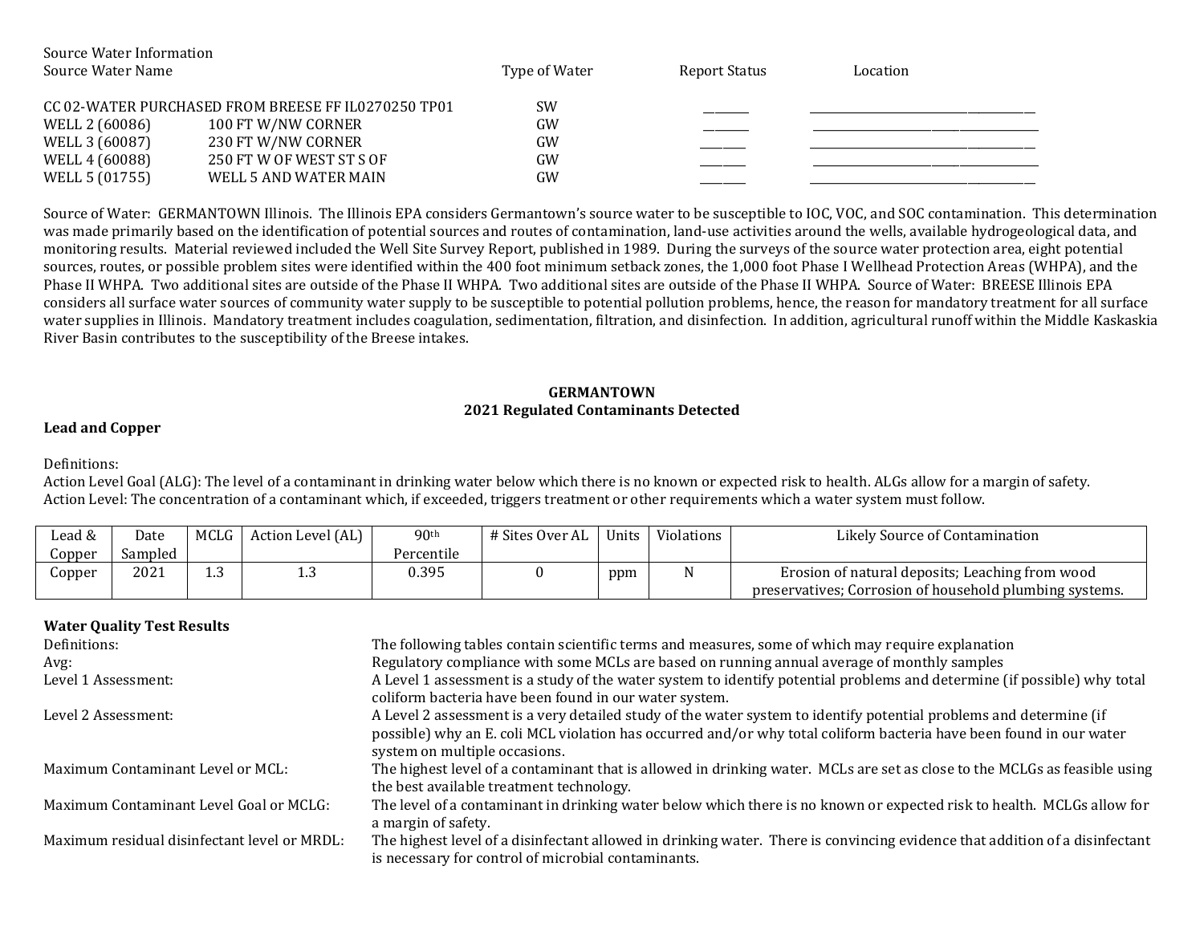Source Water Information

| Source Water Name | | Type of Water | Report Status | Location |
|---|---|---|---|---|
| CC 02-WATER PURCHASED FROM BREESE FF IL0270250 TP01 | | SW | ________ | ______________________________________ |
| WELL 2 (60086) | 100 FT W/NW CORNER | GW | ________ | ______________________________________ |
| WELL 3 (60087) | 230 FT W/NW CORNER | GW | ________ | ______________________________________ |
| WELL 4 (60088) | 250 FT W OF WEST ST S OF | GW | ________ | ______________________________________ |
| WELL 5 (01755) | WELL 5 AND WATER MAIN | GW | ________ | ______________________________________ |

Source of Water: GERMANTOWN Illinois. The Illinois EPA considers Germantown's source water to be susceptible to IOC, VOC, and SOC contamination. This determination was made primarily based on the identification of potential sources and routes of contamination, land-use activities around the wells, available hydrogeological data, and monitoring results. Material reviewed included the Well Site Survey Report, published in 1989. During the surveys of the source water protection area, eight potential sources, routes, or possible problem sites were identified within the 400 foot minimum setback zones, the 1,000 foot Phase I Wellhead Protection Areas (WHPA), and the Phase II WHPA. Two additional sites are outside of the Phase II WHPA. Two additional sites are outside of the Phase II WHPA. Source of Water: BREESE Illinois EPA considers all surface water sources of community water supply to be susceptible to potential pollution problems, hence, the reason for mandatory treatment for all surface water supplies in Illinois. Mandatory treatment includes coagulation, sedimentation, filtration, and disinfection. In addition, agricultural runoff within the Middle Kaskaskia River Basin contributes to the susceptibility of the Breese intakes.

## GERMANTOWN
## 2021 Regulated Contaminants Detected

**Lead and Copper**

Definitions:
Action Level Goal (ALG): The level of a contaminant in drinking water below which there is no known or expected risk to health. ALGs allow for a margin of safety.
Action Level: The concentration of a contaminant which, if exceeded, triggers treatment or other requirements which a water system must follow.

| Lead & Copper | Date Sampled | MCLG | Action Level (AL) | 90th Percentile | # Sites Over AL | Units | Violations | Likely Source of Contamination |
|---|---|---|---|---|---|---|---|---|
| Copper | 2021 | 1.3 | 1.3 | 0.395 | 0 | ppm | N | Erosion of natural deposits; Leaching from wood preservatives; Corrosion of household plumbing systems. |

**Water Quality Test Results**

| | |
|---|---|
| Definitions: | The following tables contain scientific terms and measures, some of which may require explanation |
| Avg: | Regulatory compliance with some MCLs are based on running annual average of monthly samples |
| Level 1 Assessment: | A Level 1 assessment is a study of the water system to identify potential problems and determine (if possible) why total coliform bacteria have been found in our water system. |
| Level 2 Assessment: | A Level 2 assessment is a very detailed study of the water system to identify potential problems and determine (if possible) why an E. coli MCL violation has occurred and/or why total coliform bacteria have been found in our water system on multiple occasions. |
| Maximum Contaminant Level or MCL: | The highest level of a contaminant that is allowed in drinking water. MCLs are set as close to the MCLGs as feasible using the best available treatment technology. |
| Maximum Contaminant Level Goal or MCLG: | The level of a contaminant in drinking water below which there is no known or expected risk to health. MCLGs allow for a margin of safety. |
| Maximum residual disinfectant level or MRDL: | The highest level of a disinfectant allowed in drinking water. There is convincing evidence that addition of a disinfectant is necessary for control of microbial contaminants. |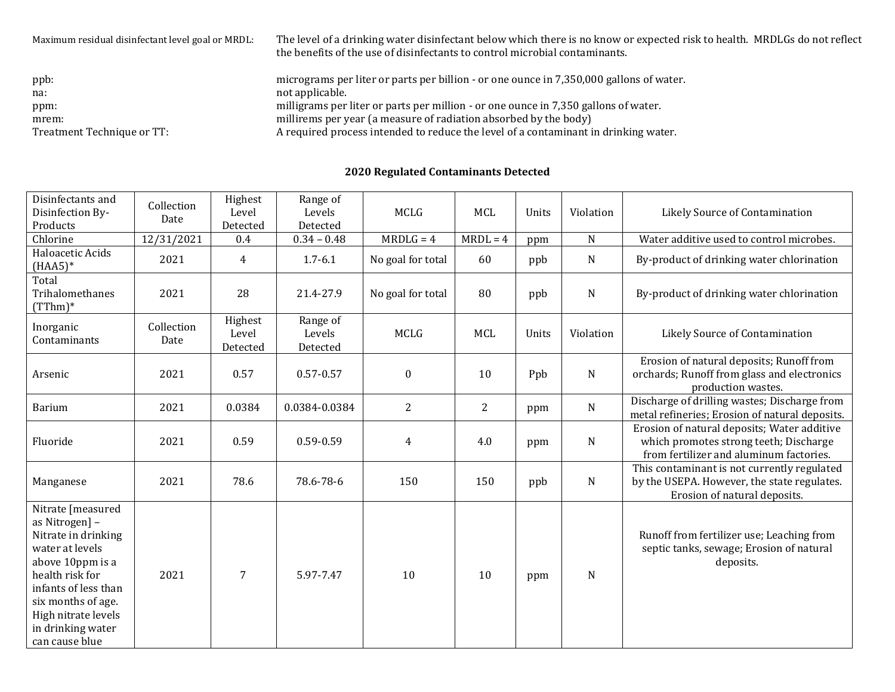| | |
|---|---|
| Maximum residual disinfectant level goal or MRDL: | The level of a drinking water disinfectant below which there is no know or expected risk to health. MRDLGs do not reflect the benefits of the use of disinfectants to control microbial contaminants. |
| ppb: | micrograms per liter or parts per billion - or one ounce in 7,350,000 gallons of water. |
| na: | not applicable. |
| ppm: | milligrams per liter or parts per million - or one ounce in 7,350 gallons of water. |
| mrem: | millirems per year (a measure of radiation absorbed by the body) |
| Treatment Technique or TT: | A required process intended to reduce the level of a contaminant in drinking water. |

## 2020 Regulated Contaminants Detected

| Disinfectants and Disinfection By-Products | Collection Date | Highest Level Detected | Range of Levels Detected | MCLG | MCL | Units | Violation | Likely Source of Contamination |
|---|---|---|---|---|---|---|---|---|
| Chlorine | 12/31/2021 | 0.4 | 0.34 – 0.48 | MRDLG = 4 | MRDL = 4 | ppm | N | Water additive used to control microbes. |
| Haloacetic Acids (HAA5)* | 2021 | 4 | 1.7-6.1 | No goal for total | 60 | ppb | N | By-product of drinking water chlorination |
| Total Trihalomethanes (TThm)* | 2021 | 28 | 21.4-27.9 | No goal for total | 80 | ppb | N | By-product of drinking water chlorination |
| **Inorganic Contaminants** | **Collection Date** | **Highest Level Detected** | **Range of Levels Detected** | **MCLG** | **MCL** | **Units** | **Violation** | **Likely Source of Contamination** |
| Arsenic | 2021 | 0.57 | 0.57-0.57 | 0 | 10 | Ppb | N | Erosion of natural deposits; Runoff from orchards; Runoff from glass and electronics production wastes. |
| Barium | 2021 | 0.0384 | 0.0384-0.0384 | 2 | 2 | ppm | N | Discharge of drilling wastes; Discharge from metal refineries; Erosion of natural deposits. |
| Fluoride | 2021 | 0.59 | 0.59-0.59 | 4 | 4.0 | ppm | N | Erosion of natural deposits; Water additive which promotes strong teeth; Discharge from fertilizer and aluminum factories. |
| Manganese | 2021 | 78.6 | 78.6-78-6 | 150 | 150 | ppb | N | This contaminant is not currently regulated by the USEPA. However, the state regulates. Erosion of natural deposits. |
| Nitrate [measured as Nitrogen] – Nitrate in drinking water at levels above 10ppm is a health risk for infants of less than six months of age. High nitrate levels in drinking water can cause blue | 2021 | 7 | 5.97-7.47 | 10 | 10 | ppm | N | Runoff from fertilizer use; Leaching from septic tanks, sewage; Erosion of natural deposits. |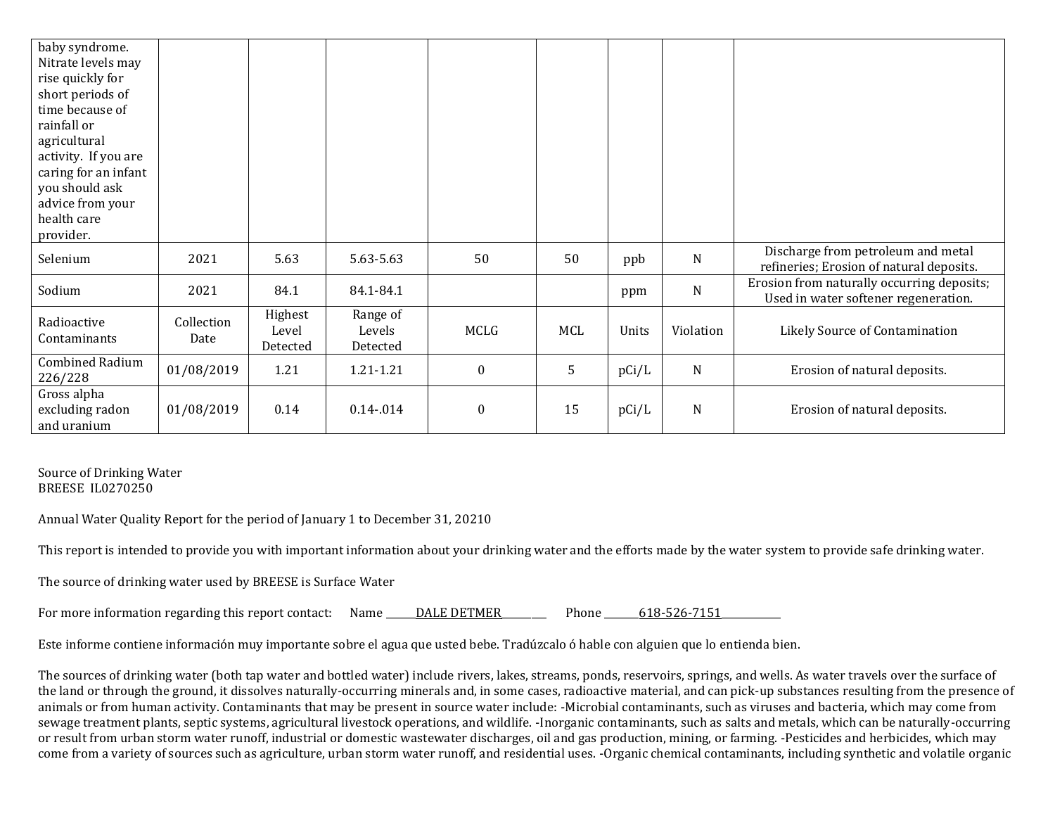| baby syndrome. Nitrate levels may rise quickly for short periods of time because of rainfall or agricultural activity. If you are caring for an infant you should ask advice from your health care provider. | | | | | | | | |
|---|---|---|---|---|---|---|---|---|
| Selenium | 2021 | 5.63 | 5.63-5.63 | 50 | 50 | ppb | N | Discharge from petroleum and metal refineries; Erosion of natural deposits. |
| Sodium | 2021 | 84.1 | 84.1-84.1 | | | ppm | N | Erosion from naturally occurring deposits; Used in water softener regeneration. |
| Radioactive Contaminants | Collection Date | Highest Level Detected | Range of Levels Detected | MCLG | MCL | Units | Violation | Likely Source of Contamination |
| Combined Radium 226/228 | 01/08/2019 | 1.21 | 1.21-1.21 | 0 | 5 | pCi/L | N | Erosion of natural deposits. |
| Gross alpha excluding radon and uranium | 01/08/2019 | 0.14 | 0.14-.014 | 0 | 15 | pCi/L | N | Erosion of natural deposits. |

Source of Drinking Water
BREESE IL0270250

Annual Water Quality Report for the period of January 1 to December 31, 20210

This report is intended to provide you with important information about your drinking water and the efforts made by the water system to provide safe drinking water.

The source of drinking water used by BREESE is Surface Water

For more information regarding this report contact: Name ______DALE DETMER_________ Phone _______618-526-7151___________

Este informe contiene información muy importante sobre el agua que usted bebe. Tradúzcalo ó hable con alguien que lo entienda bien.

The sources of drinking water (both tap water and bottled water) include rivers, lakes, streams, ponds, reservoirs, springs, and wells. As water travels over the surface of the land or through the ground, it dissolves naturally-occurring minerals and, in some cases, radioactive material, and can pick-up substances resulting from the presence of animals or from human activity. Contaminants that may be present in source water include: -Microbial contaminants, such as viruses and bacteria, which may come from sewage treatment plants, septic systems, agricultural livestock operations, and wildlife. -Inorganic contaminants, such as salts and metals, which can be naturally-occurring or result from urban storm water runoff, industrial or domestic wastewater discharges, oil and gas production, mining, or farming. -Pesticides and herbicides, which may come from a variety of sources such as agriculture, urban storm water runoff, and residential uses. -Organic chemical contaminants, including synthetic and volatile organic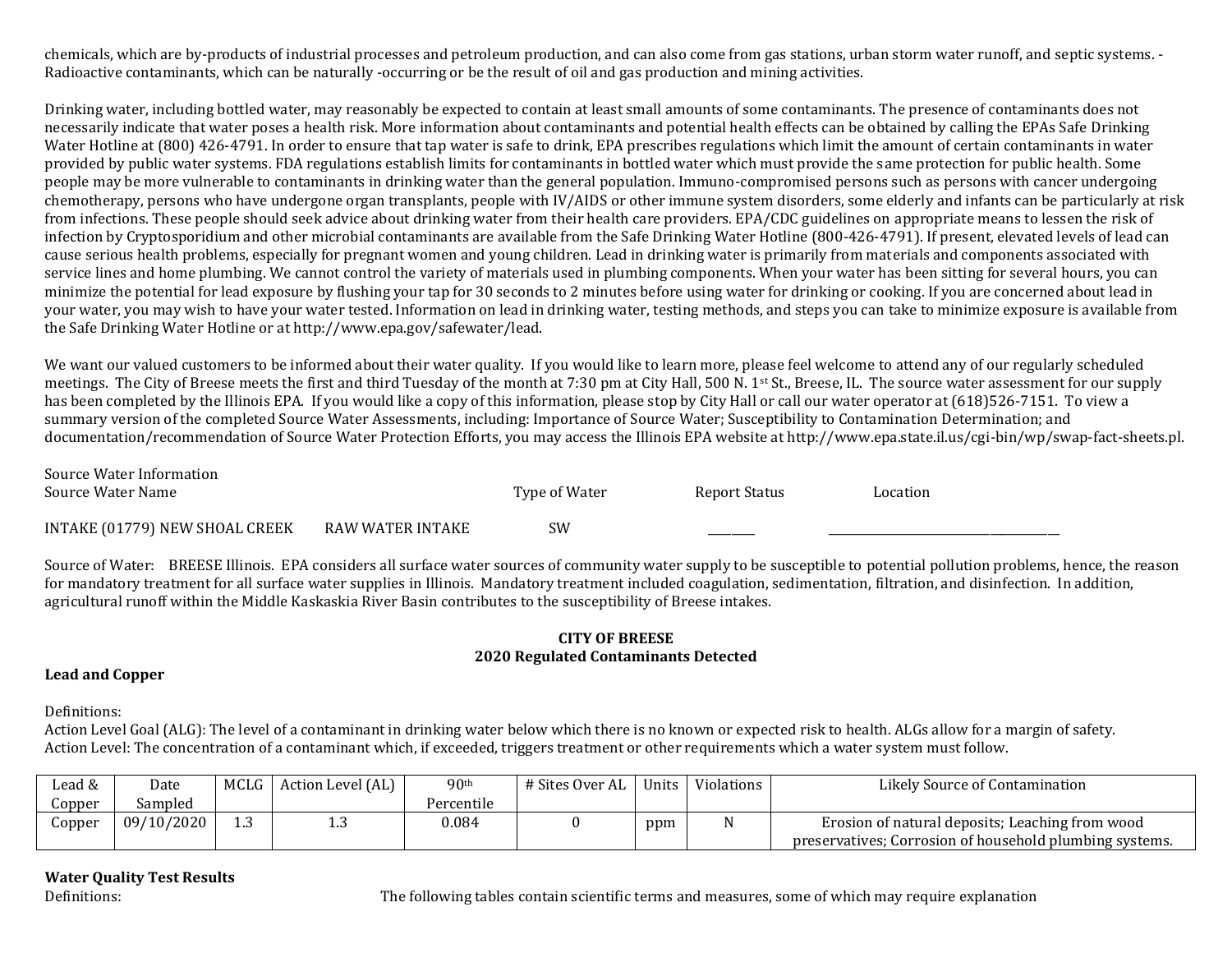chemicals, which are by-products of industrial processes and petroleum production, and can also come from gas stations, urban storm water runoff, and septic systems. - Radioactive contaminants, which can be naturally -occurring or be the result of oil and gas production and mining activities.

Drinking water, including bottled water, may reasonably be expected to contain at least small amounts of some contaminants. The presence of contaminants does not necessarily indicate that water poses a health risk. More information about contaminants and potential health effects can be obtained by calling the EPAs Safe Drinking Water Hotline at (800) 426-4791. In order to ensure that tap water is safe to drink, EPA prescribes regulations which limit the amount of certain contaminants in water provided by public water systems. FDA regulations establish limits for contaminants in bottled water which must provide the same protection for public health. Some people may be more vulnerable to contaminants in drinking water than the general population. Immuno-compromised persons such as persons with cancer undergoing chemotherapy, persons who have undergone organ transplants, people with IV/AIDS or other immune system disorders, some elderly and infants can be particularly at risk from infections. These people should seek advice about drinking water from their health care providers. EPA/CDC guidelines on appropriate means to lessen the risk of infection by Cryptosporidium and other microbial contaminants are available from the Safe Drinking Water Hotline (800-426-4791). If present, elevated levels of lead can cause serious health problems, especially for pregnant women and young children. Lead in drinking water is primarily from materials and components associated with service lines and home plumbing. We cannot control the variety of materials used in plumbing components. When your water has been sitting for several hours, you can minimize the potential for lead exposure by flushing your tap for 30 seconds to 2 minutes before using water for drinking or cooking. If you are concerned about lead in your water, you may wish to have your water tested. Information on lead in drinking water, testing methods, and steps you can take to minimize exposure is available from the Safe Drinking Water Hotline or at http://www.epa.gov/safewater/lead.

We want our valued customers to be informed about their water quality. If you would like to learn more, please feel welcome to attend any of our regularly scheduled meetings. The City of Breese meets the first and third Tuesday of the month at 7:30 pm at City Hall, 500 N. 1st St., Breese, IL. The source water assessment for our supply has been completed by the Illinois EPA. If you would like a copy of this information, please stop by City Hall or call our water operator at (618)526-7151. To view a summary version of the completed Source Water Assessments, including: Importance of Source Water; Susceptibility to Contamination Determination; and documentation/recommendation of Source Water Protection Efforts, you may access the Illinois EPA website at http://www.epa.state.il.us/cgi-bin/wp/swap-fact-sheets.pl.

Source Water Information

| Source Water Name | | Type of Water | Report Status | Location |
|---|---|---|---|---|
| INTAKE (01779) NEW SHOAL CREEK | RAW WATER INTAKE | SW | ______ | ______________________________ |

Source of Water: BREESE Illinois. EPA considers all surface water sources of community water supply to be susceptible to potential pollution problems, hence, the reason for mandatory treatment for all surface water supplies in Illinois. Mandatory treatment included coagulation, sedimentation, filtration, and disinfection. In addition, agricultural runoff within the Middle Kaskaskia River Basin contributes to the susceptibility of Breese intakes.

**CITY OF BREESE**
**2020 Regulated Contaminants Detected**

**Lead and Copper**

Definitions:
Action Level Goal (ALG): The level of a contaminant in drinking water below which there is no known or expected risk to health. ALGs allow for a margin of safety.
Action Level: The concentration of a contaminant which, if exceeded, triggers treatment or other requirements which a water system must follow.

| Lead & Copper | Date Sampled | MCLG | Action Level (AL) | 90th Percentile | # Sites Over AL | Units | Violations | Likely Source of Contamination |
|---|---|---|---|---|---|---|---|---|
| Copper | 09/10/2020 | 1.3 | 1.3 | 0.084 | 0 | ppm | N | Erosion of natural deposits; Leaching from wood preservatives; Corrosion of household plumbing systems. |

**Water Quality Test Results**
Definitions: The following tables contain scientific terms and measures, some of which may require explanation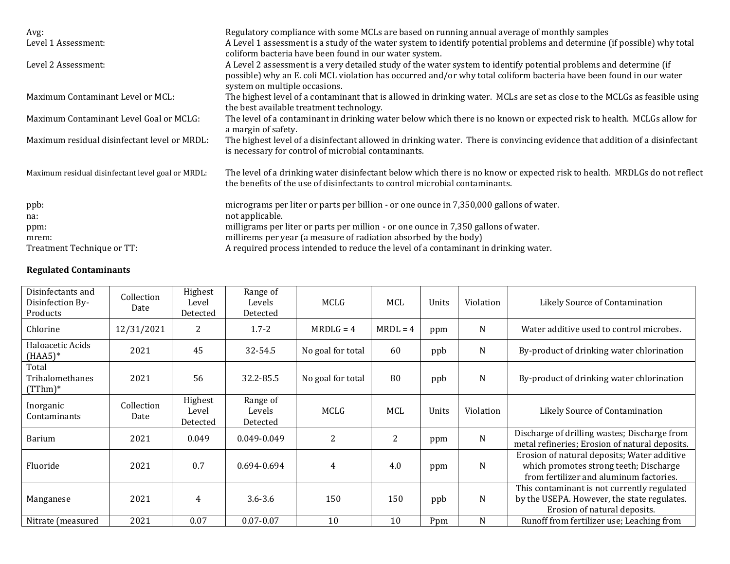| | |
|---|---|
| Avg: | Regulatory compliance with some MCLs are based on running annual average of monthly samples |
| Level 1 Assessment: | A Level 1 assessment is a study of the water system to identify potential problems and determine (if possible) why total coliform bacteria have been found in our water system. |
| Level 2 Assessment: | A Level 2 assessment is a very detailed study of the water system to identify potential problems and determine (if possible) why an E. coli MCL violation has occurred and/or why total coliform bacteria have been found in our water system on multiple occasions. |
| Maximum Contaminant Level or MCL: | The highest level of a contaminant that is allowed in drinking water. MCLs are set as close to the MCLGs as feasible using the best available treatment technology. |
| Maximum Contaminant Level Goal or MCLG: | The level of a contaminant in drinking water below which there is no known or expected risk to health. MCLGs allow for a margin of safety. |
| Maximum residual disinfectant level or MRDL: | The highest level of a disinfectant allowed in drinking water. There is convincing evidence that addition of a disinfectant is necessary for control of microbial contaminants. |
| Maximum residual disinfectant level goal or MRDL: | The level of a drinking water disinfectant below which there is no know or expected risk to health. MRDLGs do not reflect the benefits of the use of disinfectants to control microbial contaminants. |
| ppb: | micrograms per liter or parts per billion - or one ounce in 7,350,000 gallons of water. |
| na: | not applicable. |
| ppm: | milligrams per liter or parts per million - or one ounce in 7,350 gallons of water. |
| mrem: | millirems per year (a measure of radiation absorbed by the body) |
| Treatment Technique or TT: | A required process intended to reduce the level of a contaminant in drinking water. |

**Regulated Contaminants**

| Disinfectants and Disinfection By-Products | Collection Date | Highest Level Detected | Range of Levels Detected | MCLG | MCL | Units | Violation | Likely Source of Contamination |
|---|---|---|---|---|---|---|---|---|
| Chlorine | 12/31/2021 | 2 | 1.7-2 | MRDLG = 4 | MRDL = 4 | ppm | N | Water additive used to control microbes. |
| Haloacetic Acids (HAA5)* | 2021 | 45 | 32-54.5 | No goal for total | 60 | ppb | N | By-product of drinking water chlorination |
| Total Trihalomethanes (TThm)* | 2021 | 56 | 32.2-85.5 | No goal for total | 80 | ppb | N | By-product of drinking water chlorination |
| Inorganic Contaminants | Collection Date | Highest Level Detected | Range of Levels Detected | MCLG | MCL | Units | Violation | Likely Source of Contamination |
| Barium | 2021 | 0.049 | 0.049-0.049 | 2 | 2 | ppm | N | Discharge of drilling wastes; Discharge from metal refineries; Erosion of natural deposits. |
| Fluoride | 2021 | 0.7 | 0.694-0.694 | 4 | 4.0 | ppm | N | Erosion of natural deposits; Water additive which promotes strong teeth; Discharge from fertilizer and aluminum factories. |
| Manganese | 2021 | 4 | 3.6-3.6 | 150 | 150 | ppb | N | This contaminant is not currently regulated by the USEPA. However, the state regulates. Erosion of natural deposits. |
| Nitrate (measured | 2021 | 0.07 | 0.07-0.07 | 10 | 10 | Ppm | N | Runoff from fertilizer use; Leaching from |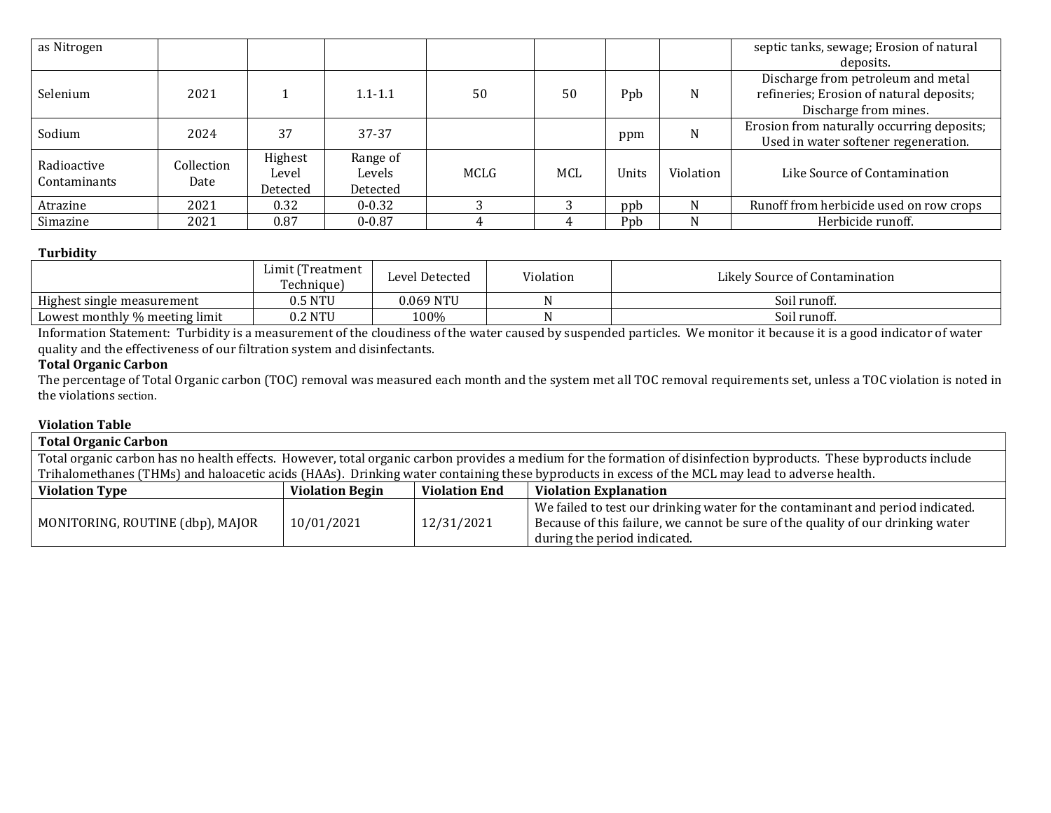| | | | | | | | | |
|---|---|---|---|---|---|---|---|---|
| as Nitrogen | | | | | | | | septic tanks, sewage; Erosion of natural deposits. |
| Selenium | 2021 | 1 | 1.1-1.1 | 50 | 50 | Ppb | N | Discharge from petroleum and metal refineries; Erosion of natural deposits; Discharge from mines. |
| Sodium | 2024 | 37 | 37-37 | | | ppm | N | Erosion from naturally occurring deposits; Used in water softener regeneration. |
| Radioactive Contaminants | Collection Date | Highest Level Detected | Range of Levels Detected | MCLG | MCL | Units | Violation | Like Source of Contamination |
| Atrazine | 2021 | 0.32 | 0-0.32 | 3 | 3 | ppb | N | Runoff from herbicide used on row crops |
| Simazine | 2021 | 0.87 | 0-0.87 | 4 | 4 | Ppb | N | Herbicide runoff. |

**Turbidity**

| | Limit (Treatment Technique) | Level Detected | Violation | Likely Source of Contamination |
|---|---|---|---|---|
| Highest single measurement | 0.5 NTU | 0.069 NTU | N | Soil runoff. |
| Lowest monthly % meeting limit | 0.2 NTU | 100% | N | Soil runoff. |

Information Statement: Turbidity is a measurement of the cloudiness of the water caused by suspended particles. We monitor it because it is a good indicator of water quality and the effectiveness of our filtration system and disinfectants.

**Total Organic Carbon**

The percentage of Total Organic carbon (TOC) removal was measured each month and the system met all TOC removal requirements set, unless a TOC violation is noted in the violations section.

**Violation Table**

| **Total Organic Carbon** | | | |
|---|---|---|---|
| Total organic carbon has no health effects. However, total organic carbon provides a medium for the formation of disinfection byproducts. These byproducts include Trihalomethanes (THMs) and haloacetic acids (HAAs). Drinking water containing these byproducts in excess of the MCL may lead to adverse health. | | | |
| **Violation Type** | **Violation Begin** | **Violation End** | **Violation Explanation** |
| MONITORING, ROUTINE (dbp), MAJOR | 10/01/2021 | 12/31/2021 | We failed to test our drinking water for the contaminant and period indicated. Because of this failure, we cannot be sure of the quality of our drinking water during the period indicated. |